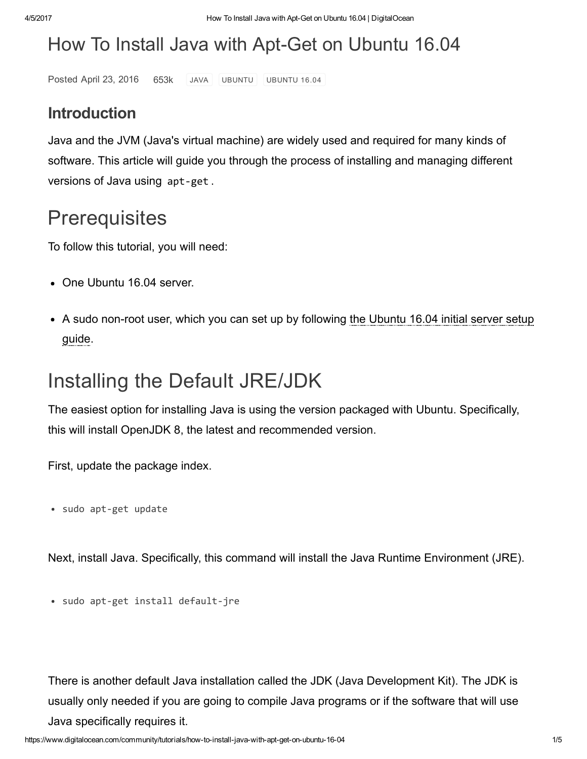# How To Install Java with Apt-Get on Ubuntu 16.04

Posted April 23, 2016 653k JAVA UBUNTU UBUNTU 16.04

### Introduction

Java and the JVM (Java's virtual machine) are widely used and required for many kinds of software. This article will guide you through the process of installing and managing different versions of Java using `apt-get`.

## Prerequisites

To follow this tutorial, you will need:

- One Ubuntu 16.04 server.
- A sudo non-root user, which you can set up by following the Ubuntu 16.04 initial server setup guide.

## Installing the Default JRE/JDK

The easiest option for installing Java is using the version packaged with Ubuntu. Specifically, this will install OpenJDK 8, the latest and recommended version.

First, update the package index.

```
sudo apt-get update
```

Next, install Java. Specifically, this command will install the Java Runtime Environment (JRE).

```
sudo apt-get install default-jre
```

There is another default Java installation called the JDK (Java Development Kit). The JDK is usually only needed if you are going to compile Java programs or if the software that will use Java specifically requires it.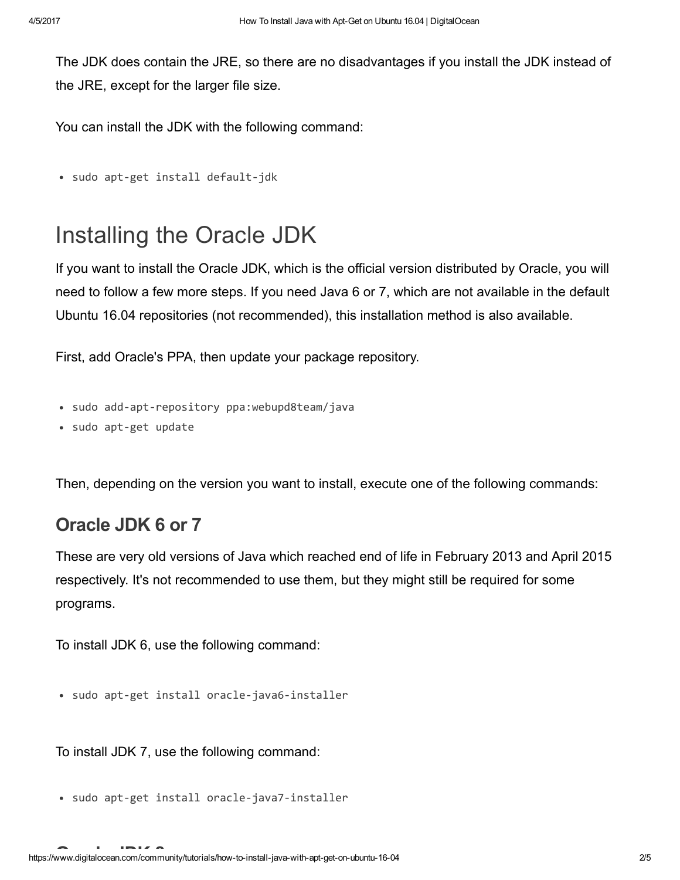The JDK does contain the JRE, so there are no disadvantages if you install the JDK instead of the JRE, except for the larger file size.

You can install the JDK with the following command:

```
sudo apt-get install default-jdk
```

# Installing the Oracle JDK

If you want to install the Oracle JDK, which is the official version distributed by Oracle, you will need to follow a few more steps. If you need Java 6 or 7, which are not available in the default Ubuntu 16.04 repositories (not recommended), this installation method is also available.

First, add Oracle's PPA, then update your package repository.

```
sudo add-apt-repository ppa:webupd8team/java
sudo apt-get update
```

Then, depending on the version you want to install, execute one of the following commands:

## Oracle JDK 6 or 7

These are very old versions of Java which reached end of life in February 2013 and April 2015 respectively. It's not recommended to use them, but they might still be required for some programs.

To install JDK 6, use the following command:

```
sudo apt-get install oracle-java6-installer
```

To install JDK 7, use the following command:

```
sudo apt-get install oracle-java7-installer
```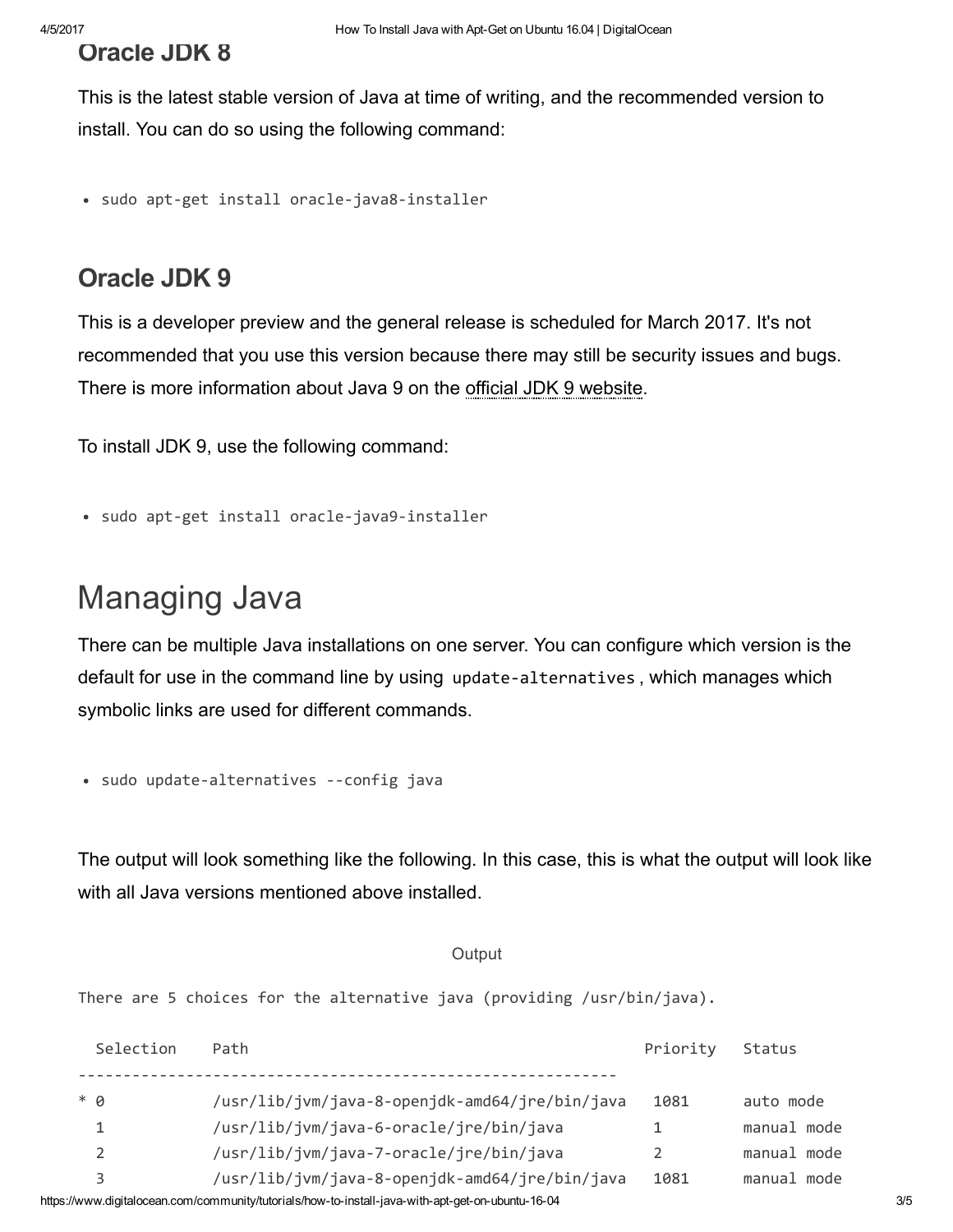### Oracle JDK 8

This is the latest stable version of Java at time of writing, and the recommended version to install. You can do so using the following command:

```
sudo apt-get install oracle-java8-installer
```

### Oracle JDK 9

This is a developer preview and the general release is scheduled for March 2017. It's not recommended that you use this version because there may still be security issues and bugs. There is more information about Java 9 on the official JDK 9 website.

To install JDK 9, use the following command:

```
sudo apt-get install oracle-java9-installer
```

# Managing Java

There can be multiple Java installations on one server. You can configure which version is the default for use in the command line by using `update-alternatives`, which manages which symbolic links are used for different commands.

```
sudo update-alternatives --config java
```

The output will look something like the following. In this case, this is what the output will look like with all Java versions mentioned above installed.

Output

```
There are 5 choices for the alternative java (providing /usr/bin/java).

  Selection    Path                                            Priority   Status
------------------------------------------------------------
* 0            /usr/lib/jvm/java-8-openjdk-amd64/jre/bin/java   1081      auto mode
  1            /usr/lib/jvm/java-6-oracle/jre/bin/java          1         manual mode
  2            /usr/lib/jvm/java-7-oracle/jre/bin/java          2         manual mode
  3            /usr/lib/jvm/java-8-openjdk-amd64/jre/bin/java   1081      manual mode
```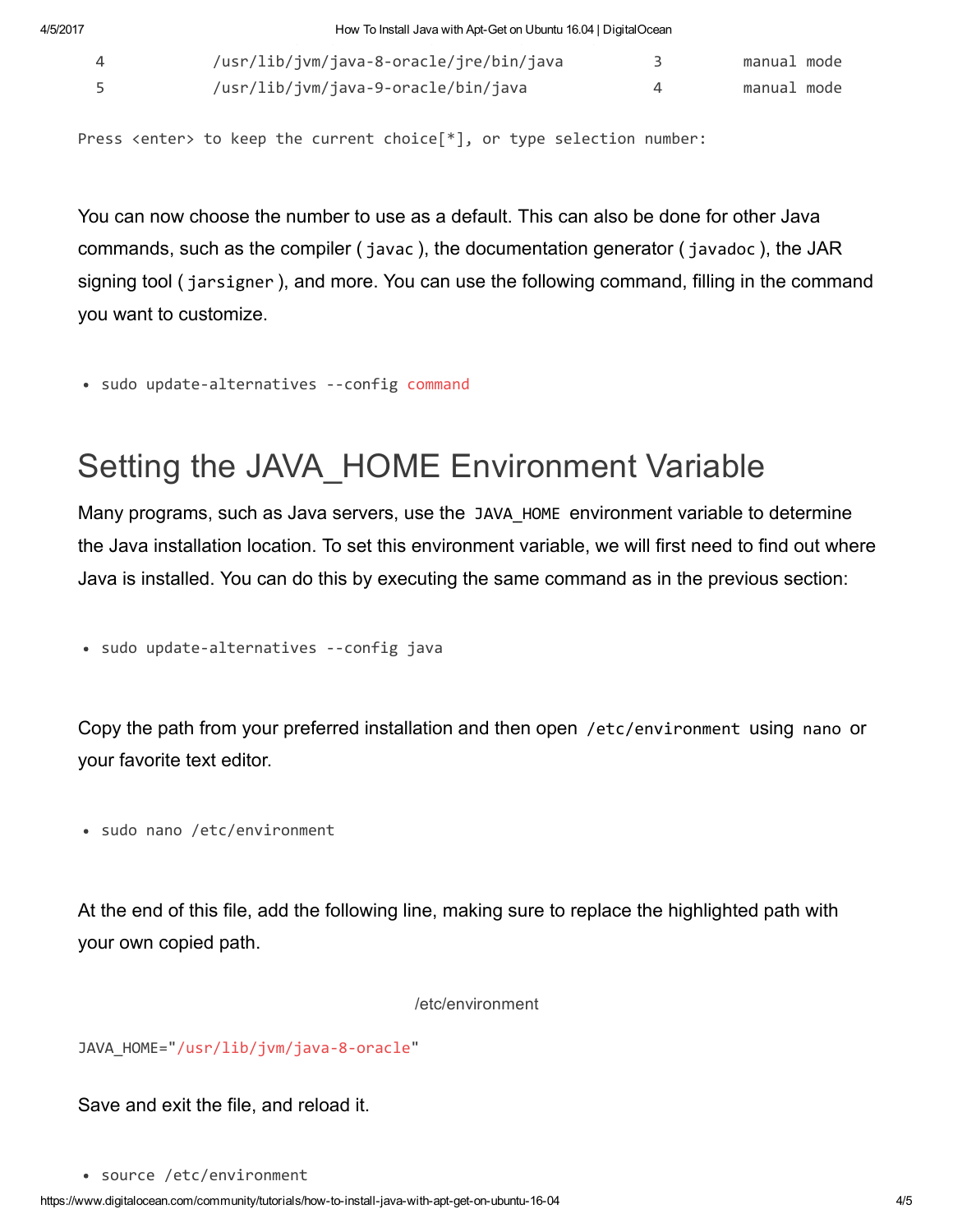```
  4            /usr/lib/jvm/java-8-oracle/jre/bin/java          3         manual mode
  5            /usr/lib/jvm/java-9-oracle/bin/java              4         manual mode

Press <enter> to keep the current choice[*], or type selection number:
```

You can now choose the number to use as a default. This can also be done for other Java commands, such as the compiler ( `javac` ), the documentation generator ( `javadoc` ), the JAR signing tool ( `jarsigner` ), and more. You can use the following command, filling in the command you want to customize.

```
sudo update-alternatives --config command
```

# Setting the JAVA_HOME Environment Variable

Many programs, such as Java servers, use the `JAVA_HOME` environment variable to determine the Java installation location. To set this environment variable, we will first need to find out where Java is installed. You can do this by executing the same command as in the previous section:

```
sudo update-alternatives --config java
```

Copy the path from your preferred installation and then open `/etc/environment` using `nano` or your favorite text editor.

```
sudo nano /etc/environment
```

At the end of this file, add the following line, making sure to replace the highlighted path with your own copied path.

/etc/environment

```
JAVA_HOME="/usr/lib/jvm/java-8-oracle"
```

Save and exit the file, and reload it.

```
source /etc/environment
```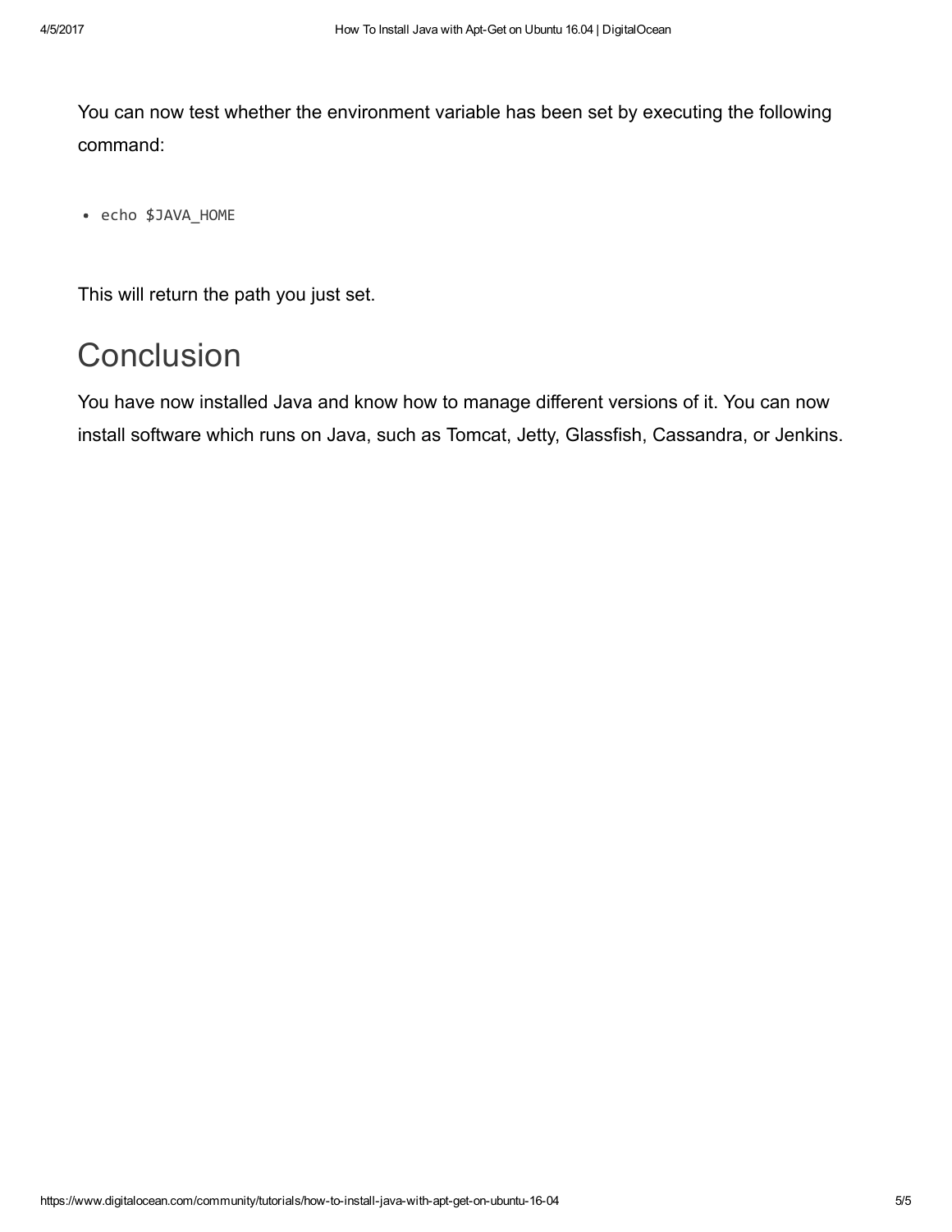You can now test whether the environment variable has been set by executing the following command:

```
echo $JAVA_HOME
```

This will return the path you just set.

# Conclusion

You have now installed Java and know how to manage different versions of it. You can now install software which runs on Java, such as Tomcat, Jetty, Glassfish, Cassandra, or Jenkins.